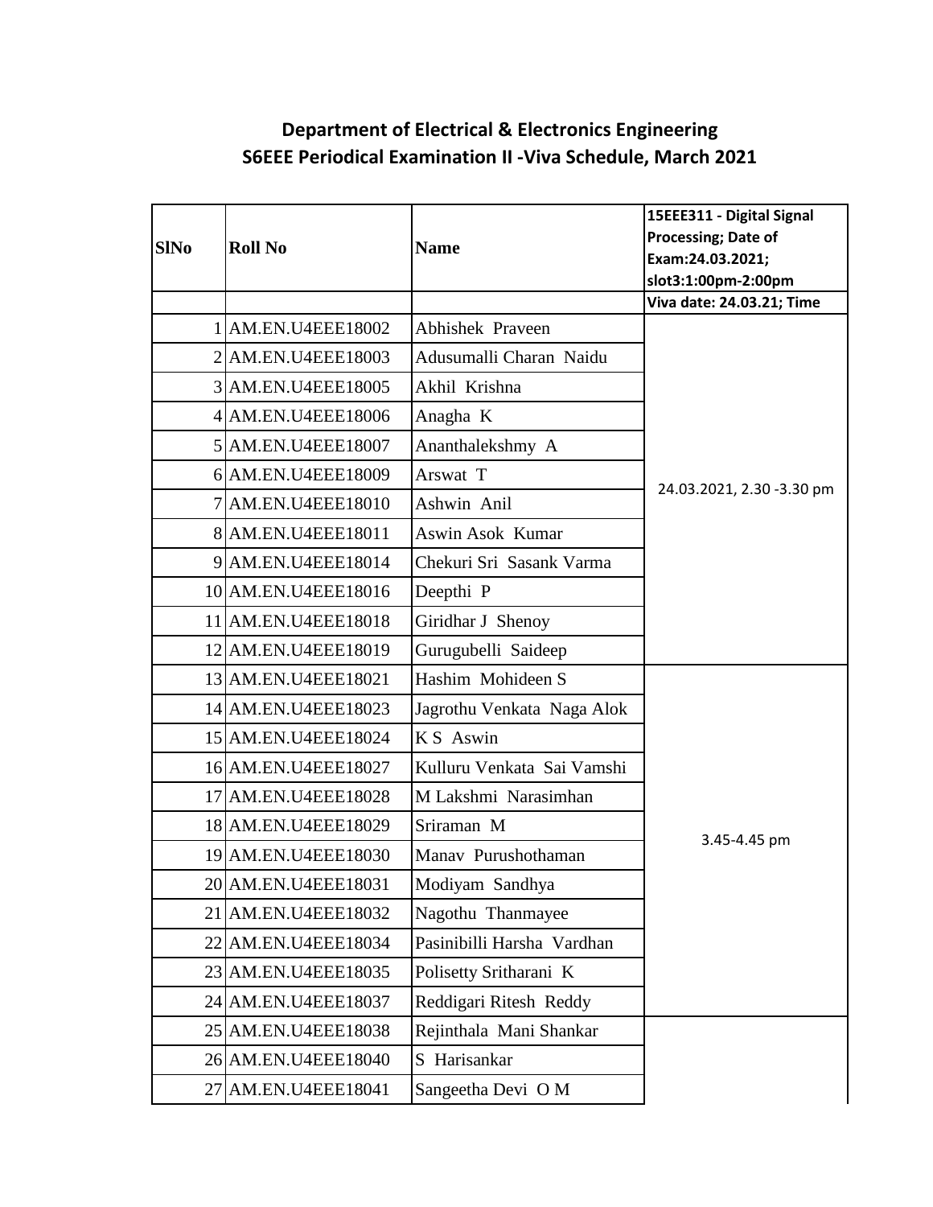# Department of Electrical & Electronics Engineering
## S6EEE Periodical Examination II -Viva Schedule, March 2021

| SlNo | Roll No | Name | 15EEE311 - Digital Signal Processing; Date of Exam:24.03.2021; slot3:1:00pm-2:00pm |
|---|---|---|---|
| | | | Viva date: 24.03.21; Time |
| 1 | AM.EN.U4EEE18002 | Abhishek Praveen | 24.03.2021, 2.30 -3.30 pm |
| 2 | AM.EN.U4EEE18003 | Adusumalli Charan Naidu | |
| 3 | AM.EN.U4EEE18005 | Akhil Krishna | |
| 4 | AM.EN.U4EEE18006 | Anagha K | |
| 5 | AM.EN.U4EEE18007 | Ananthalekshmy A | |
| 6 | AM.EN.U4EEE18009 | Arswat T | |
| 7 | AM.EN.U4EEE18010 | Ashwin Anil | |
| 8 | AM.EN.U4EEE18011 | Aswin Asok Kumar | |
| 9 | AM.EN.U4EEE18014 | Chekuri Sri Sasank Varma | |
| 10 | AM.EN.U4EEE18016 | Deepthi P | |
| 11 | AM.EN.U4EEE18018 | Giridhar J Shenoy | |
| 12 | AM.EN.U4EEE18019 | Gurugubelli Saideep | |
| 13 | AM.EN.U4EEE18021 | Hashim Mohideen S | 3.45-4.45 pm |
| 14 | AM.EN.U4EEE18023 | Jagrothu Venkata Naga Alok | |
| 15 | AM.EN.U4EEE18024 | K S Aswin | |
| 16 | AM.EN.U4EEE18027 | Kulluru Venkata Sai Vamshi | |
| 17 | AM.EN.U4EEE18028 | M Lakshmi Narasimhan | |
| 18 | AM.EN.U4EEE18029 | Sriraman M | |
| 19 | AM.EN.U4EEE18030 | Manav Purushothaman | |
| 20 | AM.EN.U4EEE18031 | Modiyam Sandhya | |
| 21 | AM.EN.U4EEE18032 | Nagothu Thanmayee | |
| 22 | AM.EN.U4EEE18034 | Pasinibilli Harsha Vardhan | |
| 23 | AM.EN.U4EEE18035 | Polisetty Sritharani K | |
| 24 | AM.EN.U4EEE18037 | Reddigari Ritesh Reddy | |
| 25 | AM.EN.U4EEE18038 | Rejinthala Mani Shankar | |
| 26 | AM.EN.U4EEE18040 | S Harisankar | |
| 27 | AM.EN.U4EEE18041 | Sangeetha Devi O M | |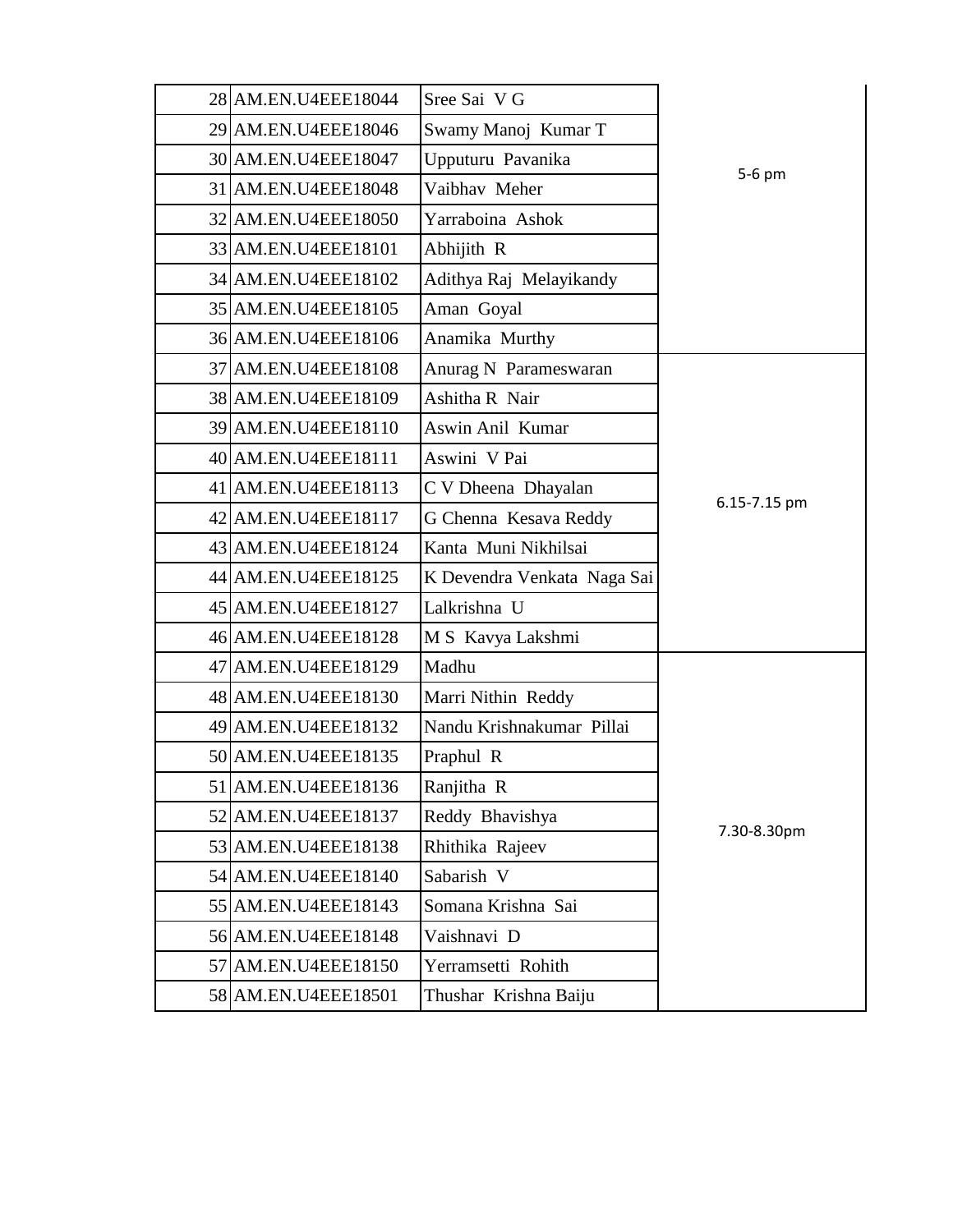| | | | |
|---|---|---|---|
| 28 | AM.EN.U4EEE18044 | Sree Sai V G | 5-6 pm |
| 29 | AM.EN.U4EEE18046 | Swamy Manoj Kumar T | |
| 30 | AM.EN.U4EEE18047 | Upputuru Pavanika | |
| 31 | AM.EN.U4EEE18048 | Vaibhav Meher | |
| 32 | AM.EN.U4EEE18050 | Yarraboina Ashok | |
| 33 | AM.EN.U4EEE18101 | Abhijith R | |
| 34 | AM.EN.U4EEE18102 | Adithya Raj Melayikandy | |
| 35 | AM.EN.U4EEE18105 | Aman Goyal | |
| 36 | AM.EN.U4EEE18106 | Anamika Murthy | |
| 37 | AM.EN.U4EEE18108 | Anurag N Parameswaran | 6.15-7.15 pm |
| 38 | AM.EN.U4EEE18109 | Ashitha R Nair | |
| 39 | AM.EN.U4EEE18110 | Aswin Anil Kumar | |
| 40 | AM.EN.U4EEE18111 | Aswini V Pai | |
| 41 | AM.EN.U4EEE18113 | C V Dheena Dhayalan | |
| 42 | AM.EN.U4EEE18117 | G Chenna Kesava Reddy | |
| 43 | AM.EN.U4EEE18124 | Kanta Muni Nikhilsai | |
| 44 | AM.EN.U4EEE18125 | K Devendra Venkata Naga Sai | |
| 45 | AM.EN.U4EEE18127 | Lalkrishna U | |
| 46 | AM.EN.U4EEE18128 | M S Kavya Lakshmi | |
| 47 | AM.EN.U4EEE18129 | Madhu | 7.30-8.30pm |
| 48 | AM.EN.U4EEE18130 | Marri Nithin Reddy | |
| 49 | AM.EN.U4EEE18132 | Nandu Krishnakumar Pillai | |
| 50 | AM.EN.U4EEE18135 | Praphul R | |
| 51 | AM.EN.U4EEE18136 | Ranjitha R | |
| 52 | AM.EN.U4EEE18137 | Reddy Bhavishya | |
| 53 | AM.EN.U4EEE18138 | Rhithika Rajeev | |
| 54 | AM.EN.U4EEE18140 | Sabarish V | |
| 55 | AM.EN.U4EEE18143 | Somana Krishna Sai | |
| 56 | AM.EN.U4EEE18148 | Vaishnavi D | |
| 57 | AM.EN.U4EEE18150 | Yerramsetti Rohith | |
| 58 | AM.EN.U4EEE18501 | Thushar Krishna Baiju | |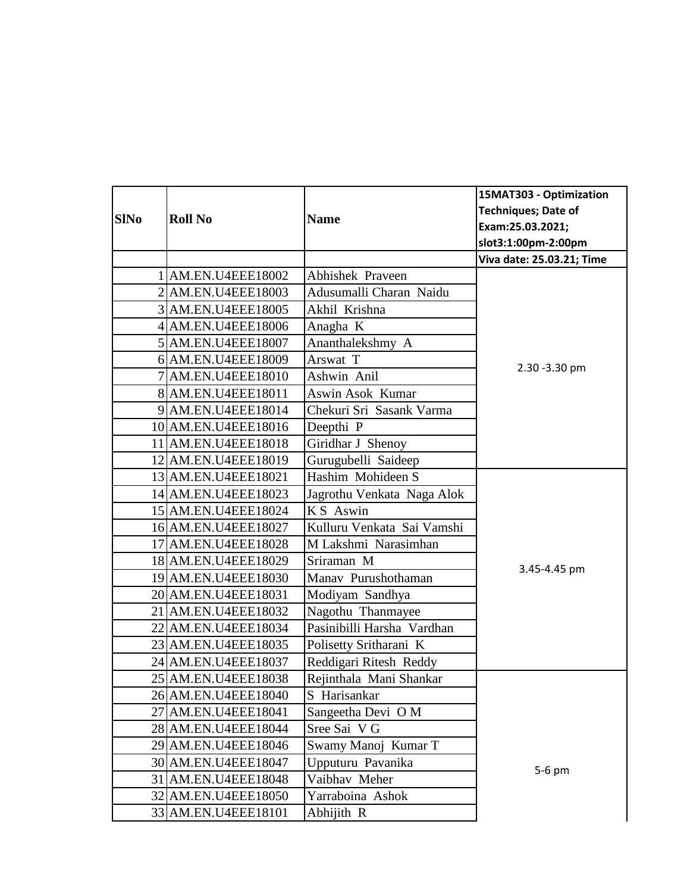| SlNo | Roll No | Name | 15MAT303 - Optimization Techniques; Date of Exam:25.03.2021; slot3:1:00pm-2:00pm |
|---|---|---|---|
| | | | Viva date: 25.03.21; Time |
| 1 | AM.EN.U4EEE18002 | Abhishek Praveen | 2.30 -3.30 pm |
| 2 | AM.EN.U4EEE18003 | Adusumalli Charan Naidu | |
| 3 | AM.EN.U4EEE18005 | Akhil Krishna | |
| 4 | AM.EN.U4EEE18006 | Anagha K | |
| 5 | AM.EN.U4EEE18007 | Ananthalekshmy A | |
| 6 | AM.EN.U4EEE18009 | Arswat T | |
| 7 | AM.EN.U4EEE18010 | Ashwin Anil | |
| 8 | AM.EN.U4EEE18011 | Aswin Asok Kumar | |
| 9 | AM.EN.U4EEE18014 | Chekuri Sri Sasank Varma | |
| 10 | AM.EN.U4EEE18016 | Deepthi P | |
| 11 | AM.EN.U4EEE18018 | Giridhar J Shenoy | |
| 12 | AM.EN.U4EEE18019 | Gurugubelli Saideep | |
| 13 | AM.EN.U4EEE18021 | Hashim Mohideen S | 3.45-4.45 pm |
| 14 | AM.EN.U4EEE18023 | Jagrothu Venkata Naga Alok | |
| 15 | AM.EN.U4EEE18024 | K S Aswin | |
| 16 | AM.EN.U4EEE18027 | Kulluru Venkata Sai Vamshi | |
| 17 | AM.EN.U4EEE18028 | M Lakshmi Narasimhan | |
| 18 | AM.EN.U4EEE18029 | Sriraman M | |
| 19 | AM.EN.U4EEE18030 | Manav Purushothaman | |
| 20 | AM.EN.U4EEE18031 | Modiyam Sandhya | |
| 21 | AM.EN.U4EEE18032 | Nagothu Thanmayee | |
| 22 | AM.EN.U4EEE18034 | Pasinibilli Harsha Vardhan | |
| 23 | AM.EN.U4EEE18035 | Polisetty Sritharani K | |
| 24 | AM.EN.U4EEE18037 | Reddigari Ritesh Reddy | |
| 25 | AM.EN.U4EEE18038 | Rejinthala Mani Shankar | 5-6 pm |
| 26 | AM.EN.U4EEE18040 | S Harisankar | |
| 27 | AM.EN.U4EEE18041 | Sangeetha Devi O M | |
| 28 | AM.EN.U4EEE18044 | Sree Sai V G | |
| 29 | AM.EN.U4EEE18046 | Swamy Manoj Kumar T | |
| 30 | AM.EN.U4EEE18047 | Upputuru Pavanika | |
| 31 | AM.EN.U4EEE18048 | Vaibhav Meher | |
| 32 | AM.EN.U4EEE18050 | Yarraboina Ashok | |
| 33 | AM.EN.U4EEE18101 | Abhijith R | |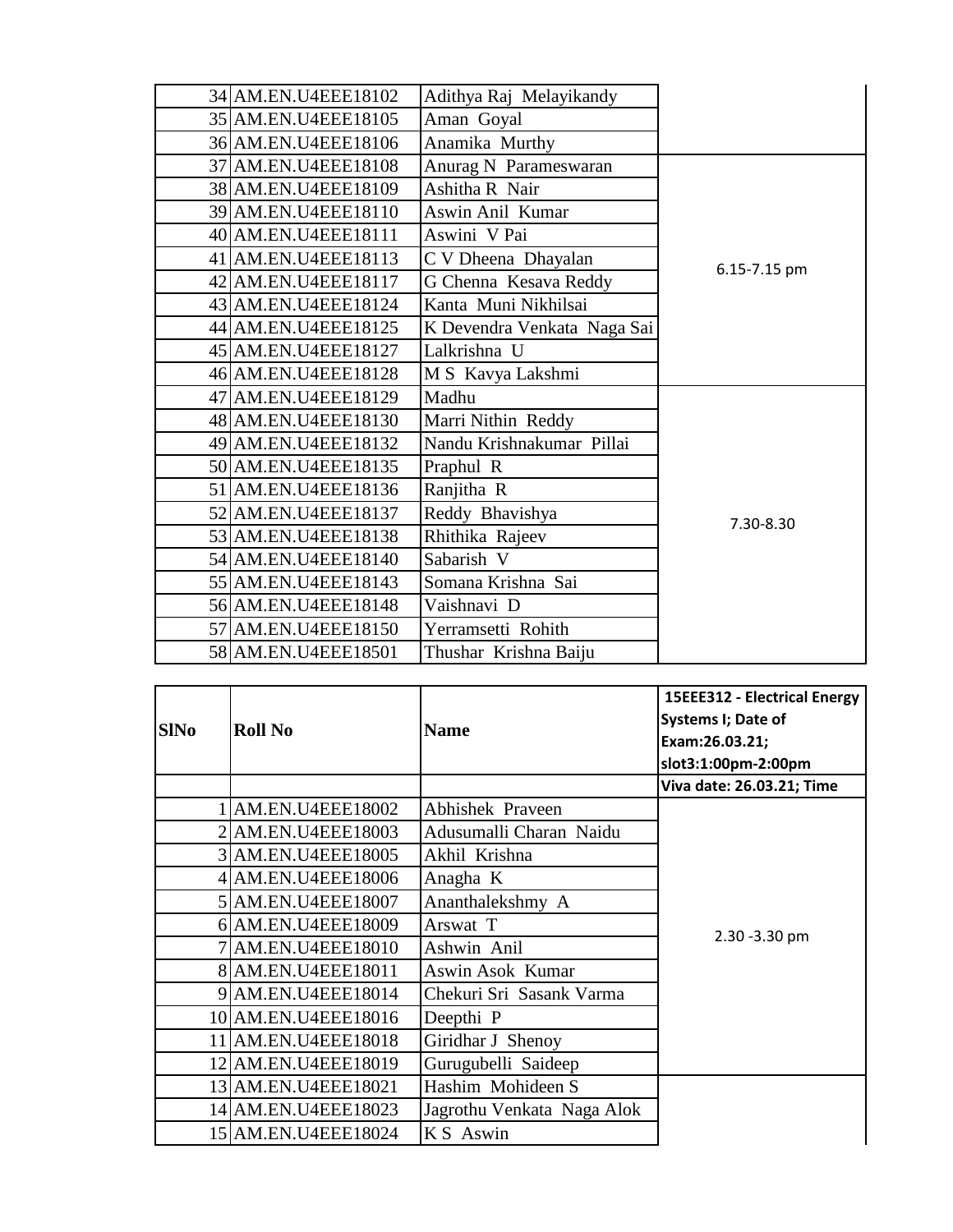| | | | |
|---|---|---|---|
| 34 | AM.EN.U4EEE18102 | Adithya Raj Melayikandy | |
| 35 | AM.EN.U4EEE18105 | Aman Goyal | |
| 36 | AM.EN.U4EEE18106 | Anamika Murthy | |
| 37 | AM.EN.U4EEE18108 | Anurag N Parameswaran | 6.15-7.15 pm |
| 38 | AM.EN.U4EEE18109 | Ashitha R Nair | |
| 39 | AM.EN.U4EEE18110 | Aswin Anil Kumar | |
| 40 | AM.EN.U4EEE18111 | Aswini V Pai | |
| 41 | AM.EN.U4EEE18113 | C V Dheena Dhayalan | |
| 42 | AM.EN.U4EEE18117 | G Chenna Kesava Reddy | |
| 43 | AM.EN.U4EEE18124 | Kanta Muni Nikhilsai | |
| 44 | AM.EN.U4EEE18125 | K Devendra Venkata Naga Sai | |
| 45 | AM.EN.U4EEE18127 | Lalkrishna U | |
| 46 | AM.EN.U4EEE18128 | M S Kavya Lakshmi | |
| 47 | AM.EN.U4EEE18129 | Madhu | 7.30-8.30 |
| 48 | AM.EN.U4EEE18130 | Marri Nithin Reddy | |
| 49 | AM.EN.U4EEE18132 | Nandu Krishnakumar Pillai | |
| 50 | AM.EN.U4EEE18135 | Praphul R | |
| 51 | AM.EN.U4EEE18136 | Ranjitha R | |
| 52 | AM.EN.U4EEE18137 | Reddy Bhavishya | |
| 53 | AM.EN.U4EEE18138 | Rhithika Rajeev | |
| 54 | AM.EN.U4EEE18140 | Sabarish V | |
| 55 | AM.EN.U4EEE18143 | Somana Krishna Sai | |
| 56 | AM.EN.U4EEE18148 | Vaishnavi D | |
| 57 | AM.EN.U4EEE18150 | Yerramsetti Rohith | |
| 58 | AM.EN.U4EEE18501 | Thushar Krishna Baiju | |

| SlNo | Roll No | Name | 15EEE312 - Electrical Energy Systems I; Date of Exam:26.03.21; slot3:1:00pm-2:00pm |
|---|---|---|---|
| | | | **Viva date: 26.03.21; Time** |
| 1 | AM.EN.U4EEE18002 | Abhishek Praveen | 2.30 -3.30 pm |
| 2 | AM.EN.U4EEE18003 | Adusumalli Charan Naidu | |
| 3 | AM.EN.U4EEE18005 | Akhil Krishna | |
| 4 | AM.EN.U4EEE18006 | Anagha K | |
| 5 | AM.EN.U4EEE18007 | Ananthalekshmy A | |
| 6 | AM.EN.U4EEE18009 | Arswat T | |
| 7 | AM.EN.U4EEE18010 | Ashwin Anil | |
| 8 | AM.EN.U4EEE18011 | Aswin Asok Kumar | |
| 9 | AM.EN.U4EEE18014 | Chekuri Sri Sasank Varma | |
| 10 | AM.EN.U4EEE18016 | Deepthi P | |
| 11 | AM.EN.U4EEE18018 | Giridhar J Shenoy | |
| 12 | AM.EN.U4EEE18019 | Gurugubelli Saideep | |
| 13 | AM.EN.U4EEE18021 | Hashim Mohideen S | |
| 14 | AM.EN.U4EEE18023 | Jagrothu Venkata Naga Alok | |
| 15 | AM.EN.U4EEE18024 | K S Aswin | |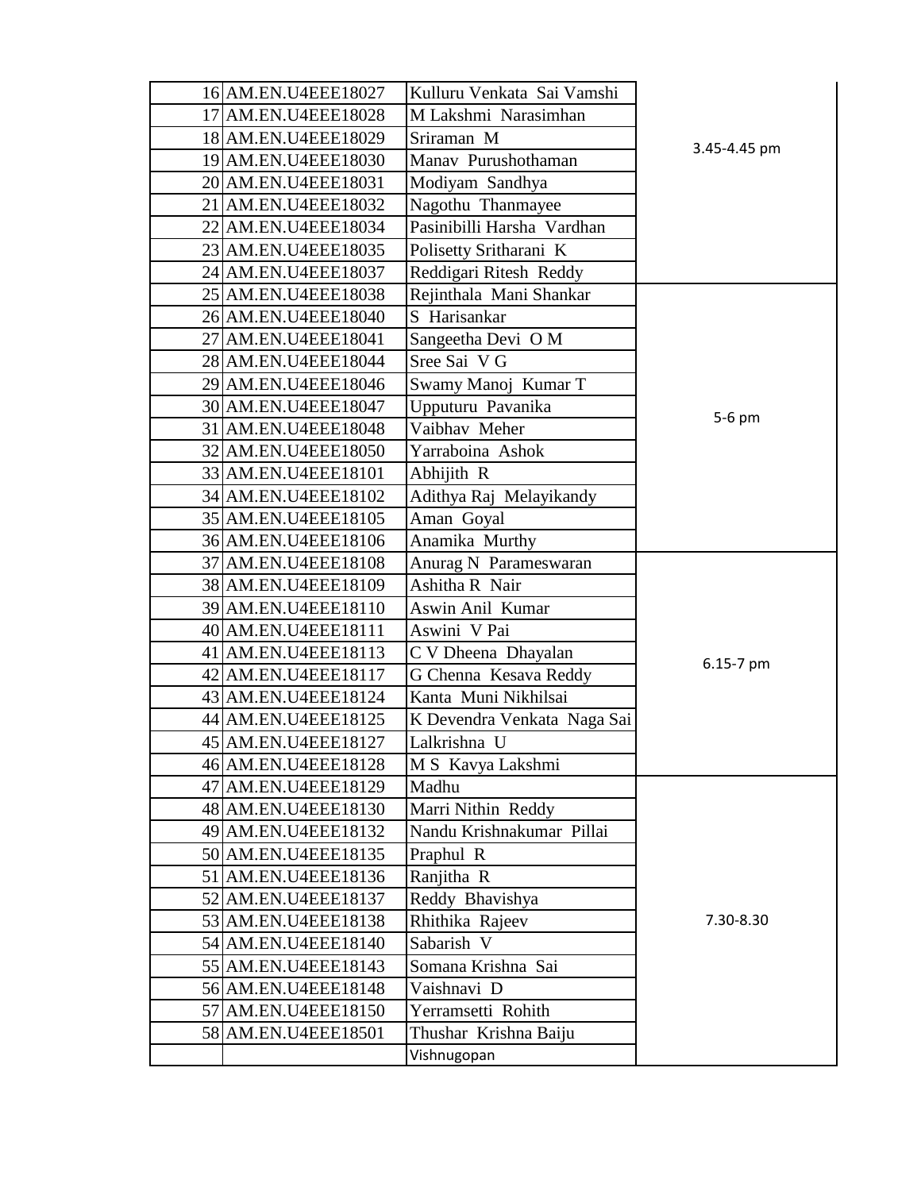| | | | |
|---|---|---|---|
| 16 | AM.EN.U4EEE18027 | Kulluru Venkata Sai Vamshi | 3.45-4.45 pm |
| 17 | AM.EN.U4EEE18028 | M Lakshmi Narasimhan | |
| 18 | AM.EN.U4EEE18029 | Sriraman M | |
| 19 | AM.EN.U4EEE18030 | Manav Purushothaman | |
| 20 | AM.EN.U4EEE18031 | Modiyam Sandhya | |
| 21 | AM.EN.U4EEE18032 | Nagothu Thanmayee | |
| 22 | AM.EN.U4EEE18034 | Pasinibilli Harsha Vardhan | |
| 23 | AM.EN.U4EEE18035 | Polisetty Sritharani K | |
| 24 | AM.EN.U4EEE18037 | Reddigari Ritesh Reddy | |
| 25 | AM.EN.U4EEE18038 | Rejinthala Mani Shankar | 5-6 pm |
| 26 | AM.EN.U4EEE18040 | S Harisankar | |
| 27 | AM.EN.U4EEE18041 | Sangeetha Devi O M | |
| 28 | AM.EN.U4EEE18044 | Sree Sai V G | |
| 29 | AM.EN.U4EEE18046 | Swamy Manoj Kumar T | |
| 30 | AM.EN.U4EEE18047 | Upputuru Pavanika | |
| 31 | AM.EN.U4EEE18048 | Vaibhav Meher | |
| 32 | AM.EN.U4EEE18050 | Yarraboina Ashok | |
| 33 | AM.EN.U4EEE18101 | Abhijith R | |
| 34 | AM.EN.U4EEE18102 | Adithya Raj Melayikandy | |
| 35 | AM.EN.U4EEE18105 | Aman Goyal | |
| 36 | AM.EN.U4EEE18106 | Anamika Murthy | |
| 37 | AM.EN.U4EEE18108 | Anurag N Parameswaran | 6.15-7 pm |
| 38 | AM.EN.U4EEE18109 | Ashitha R Nair | |
| 39 | AM.EN.U4EEE18110 | Aswin Anil Kumar | |
| 40 | AM.EN.U4EEE18111 | Aswini V Pai | |
| 41 | AM.EN.U4EEE18113 | C V Dheena Dhayalan | |
| 42 | AM.EN.U4EEE18117 | G Chenna Kesava Reddy | |
| 43 | AM.EN.U4EEE18124 | Kanta Muni Nikhilsai | |
| 44 | AM.EN.U4EEE18125 | K Devendra Venkata Naga Sai | |
| 45 | AM.EN.U4EEE18127 | Lalkrishna U | |
| 46 | AM.EN.U4EEE18128 | M S Kavya Lakshmi | |
| 47 | AM.EN.U4EEE18129 | Madhu | 7.30-8.30 |
| 48 | AM.EN.U4EEE18130 | Marri Nithin Reddy | |
| 49 | AM.EN.U4EEE18132 | Nandu Krishnakumar Pillai | |
| 50 | AM.EN.U4EEE18135 | Praphul R | |
| 51 | AM.EN.U4EEE18136 | Ranjitha R | |
| 52 | AM.EN.U4EEE18137 | Reddy Bhavishya | |
| 53 | AM.EN.U4EEE18138 | Rhithika Rajeev | |
| 54 | AM.EN.U4EEE18140 | Sabarish V | |
| 55 | AM.EN.U4EEE18143 | Somana Krishna Sai | |
| 56 | AM.EN.U4EEE18148 | Vaishnavi D | |
| 57 | AM.EN.U4EEE18150 | Yerramsetti Rohith | |
| 58 | AM.EN.U4EEE18501 | Thushar Krishna Baiju | |
| | | Vishnugopan | |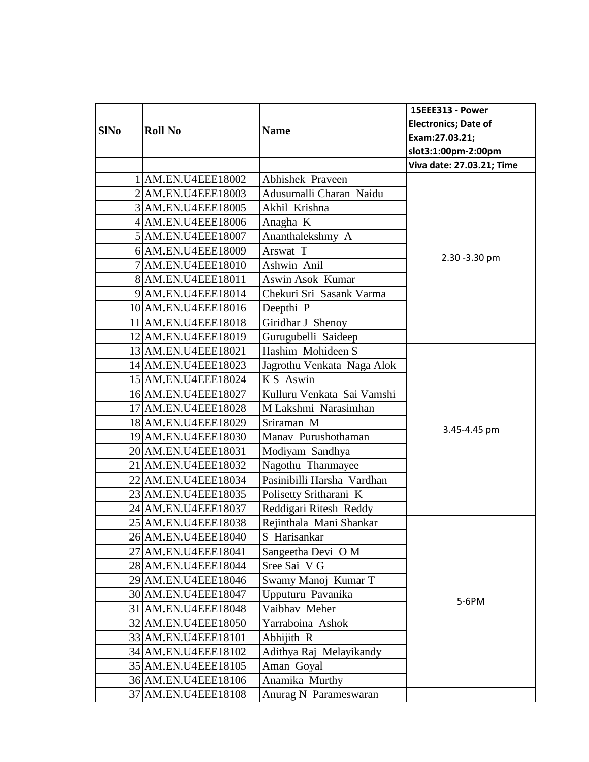| SlNo | Roll No | Name | 15EEE313 - Power Electronics; Date of Exam:27.03.21; slot3:1:00pm-2:00pm |
|---|---|---|---|
| | | | Viva date: 27.03.21; Time |
| 1 | AM.EN.U4EEE18002 | Abhishek Praveen | 2.30 -3.30 pm |
| 2 | AM.EN.U4EEE18003 | Adusumalli Charan Naidu | |
| 3 | AM.EN.U4EEE18005 | Akhil Krishna | |
| 4 | AM.EN.U4EEE18006 | Anagha K | |
| 5 | AM.EN.U4EEE18007 | Ananthalekshmy A | |
| 6 | AM.EN.U4EEE18009 | Arswat T | |
| 7 | AM.EN.U4EEE18010 | Ashwin Anil | |
| 8 | AM.EN.U4EEE18011 | Aswin Asok Kumar | |
| 9 | AM.EN.U4EEE18014 | Chekuri Sri Sasank Varma | |
| 10 | AM.EN.U4EEE18016 | Deepthi P | |
| 11 | AM.EN.U4EEE18018 | Giridhar J Shenoy | |
| 12 | AM.EN.U4EEE18019 | Gurugubelli Saideep | |
| 13 | AM.EN.U4EEE18021 | Hashim Mohideen S | 3.45-4.45 pm |
| 14 | AM.EN.U4EEE18023 | Jagrothu Venkata Naga Alok | |
| 15 | AM.EN.U4EEE18024 | K S Aswin | |
| 16 | AM.EN.U4EEE18027 | Kulluru Venkata Sai Vamshi | |
| 17 | AM.EN.U4EEE18028 | M Lakshmi Narasimhan | |
| 18 | AM.EN.U4EEE18029 | Sriraman M | |
| 19 | AM.EN.U4EEE18030 | Manav Purushothaman | |
| 20 | AM.EN.U4EEE18031 | Modiyam Sandhya | |
| 21 | AM.EN.U4EEE18032 | Nagothu Thanmayee | |
| 22 | AM.EN.U4EEE18034 | Pasinibilli Harsha Vardhan | |
| 23 | AM.EN.U4EEE18035 | Polisetty Sritharani K | |
| 24 | AM.EN.U4EEE18037 | Reddigari Ritesh Reddy | |
| 25 | AM.EN.U4EEE18038 | Rejinthala Mani Shankar | 5-6PM |
| 26 | AM.EN.U4EEE18040 | S Harisankar | |
| 27 | AM.EN.U4EEE18041 | Sangeetha Devi O M | |
| 28 | AM.EN.U4EEE18044 | Sree Sai V G | |
| 29 | AM.EN.U4EEE18046 | Swamy Manoj Kumar T | |
| 30 | AM.EN.U4EEE18047 | Upputuru Pavanika | |
| 31 | AM.EN.U4EEE18048 | Vaibhav Meher | |
| 32 | AM.EN.U4EEE18050 | Yarraboina Ashok | |
| 33 | AM.EN.U4EEE18101 | Abhijith R | |
| 34 | AM.EN.U4EEE18102 | Adithya Raj Melayikandy | |
| 35 | AM.EN.U4EEE18105 | Aman Goyal | |
| 36 | AM.EN.U4EEE18106 | Anamika Murthy | |
| 37 | AM.EN.U4EEE18108 | Anurag N Parameswaran | |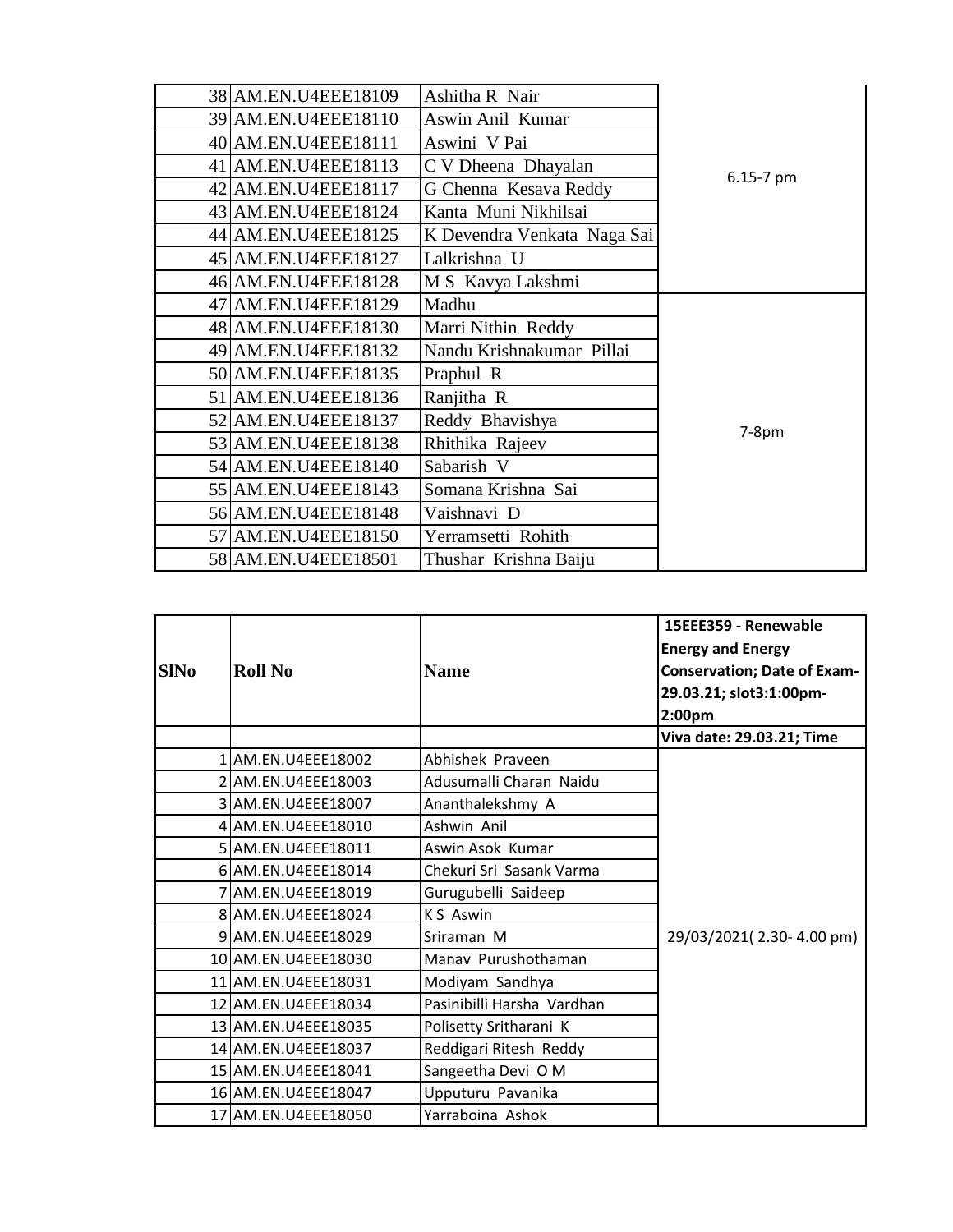| | | | |
|---|---|---|---|
| 38 | AM.EN.U4EEE18109 | Ashitha R Nair | 6.15-7 pm |
| 39 | AM.EN.U4EEE18110 | Aswin Anil Kumar | |
| 40 | AM.EN.U4EEE18111 | Aswini V Pai | |
| 41 | AM.EN.U4EEE18113 | C V Dheena Dhayalan | |
| 42 | AM.EN.U4EEE18117 | G Chenna Kesava Reddy | |
| 43 | AM.EN.U4EEE18124 | Kanta Muni Nikhilsai | |
| 44 | AM.EN.U4EEE18125 | K Devendra Venkata Naga Sai | |
| 45 | AM.EN.U4EEE18127 | Lalkrishna U | |
| 46 | AM.EN.U4EEE18128 | M S Kavya Lakshmi | |
| 47 | AM.EN.U4EEE18129 | Madhu | 7-8pm |
| 48 | AM.EN.U4EEE18130 | Marri Nithin Reddy | |
| 49 | AM.EN.U4EEE18132 | Nandu Krishnakumar Pillai | |
| 50 | AM.EN.U4EEE18135 | Praphul R | |
| 51 | AM.EN.U4EEE18136 | Ranjitha R | |
| 52 | AM.EN.U4EEE18137 | Reddy Bhavishya | |
| 53 | AM.EN.U4EEE18138 | Rhithika Rajeev | |
| 54 | AM.EN.U4EEE18140 | Sabarish V | |
| 55 | AM.EN.U4EEE18143 | Somana Krishna Sai | |
| 56 | AM.EN.U4EEE18148 | Vaishnavi D | |
| 57 | AM.EN.U4EEE18150 | Yerramsetti Rohith | |
| 58 | AM.EN.U4EEE18501 | Thushar Krishna Baiju | |

| SlNo | Roll No | Name | 15EEE359 - Renewable Energy and Energy Conservation; Date of Exam-29.03.21; slot3:1:00pm-2:00pm |
|---|---|---|---|
| | | | **Viva date: 29.03.21; Time** |
| 1 | AM.EN.U4EEE18002 | Abhishek Praveen | 29/03/2021( 2.30- 4.00 pm) |
| 2 | AM.EN.U4EEE18003 | Adusumalli Charan Naidu | |
| 3 | AM.EN.U4EEE18007 | Ananthalekshmy A | |
| 4 | AM.EN.U4EEE18010 | Ashwin Anil | |
| 5 | AM.EN.U4EEE18011 | Aswin Asok Kumar | |
| 6 | AM.EN.U4EEE18014 | Chekuri Sri Sasank Varma | |
| 7 | AM.EN.U4EEE18019 | Gurugubelli Saideep | |
| 8 | AM.EN.U4EEE18024 | K S Aswin | |
| 9 | AM.EN.U4EEE18029 | Sriraman M | |
| 10 | AM.EN.U4EEE18030 | Manav Purushothaman | |
| 11 | AM.EN.U4EEE18031 | Modiyam Sandhya | |
| 12 | AM.EN.U4EEE18034 | Pasinibilli Harsha Vardhan | |
| 13 | AM.EN.U4EEE18035 | Polisetty Sritharani K | |
| 14 | AM.EN.U4EEE18037 | Reddigari Ritesh Reddy | |
| 15 | AM.EN.U4EEE18041 | Sangeetha Devi O M | |
| 16 | AM.EN.U4EEE18047 | Upputuru Pavanika | |
| 17 | AM.EN.U4EEE18050 | Yarraboina Ashok | |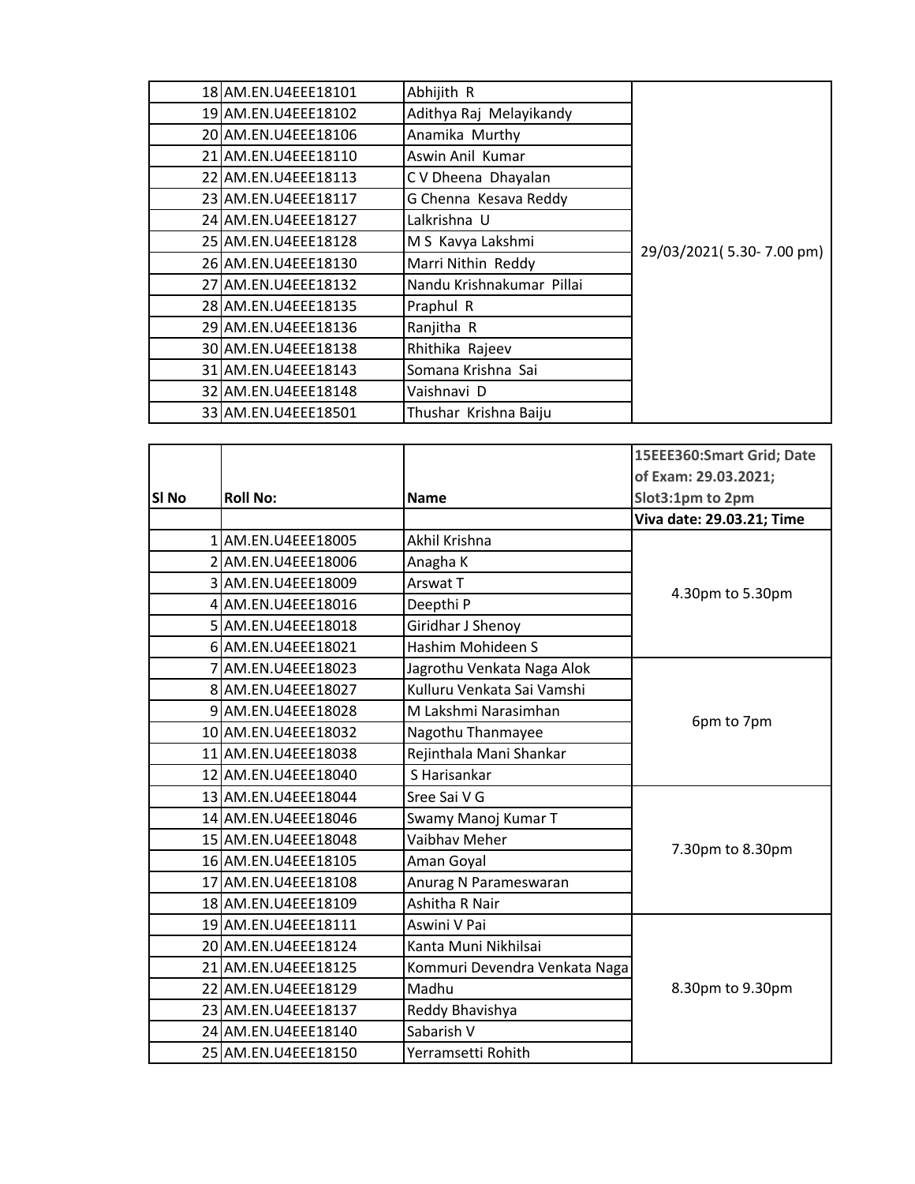| | | | |
|---|---|---|---|
| 18 | AM.EN.U4EEE18101 | Abhijith R | 29/03/2021( 5.30- 7.00 pm) |
| 19 | AM.EN.U4EEE18102 | Adithya Raj Melayikandy | |
| 20 | AM.EN.U4EEE18106 | Anamika Murthy | |
| 21 | AM.EN.U4EEE18110 | Aswin Anil Kumar | |
| 22 | AM.EN.U4EEE18113 | C V Dheena Dhayalan | |
| 23 | AM.EN.U4EEE18117 | G Chenna Kesava Reddy | |
| 24 | AM.EN.U4EEE18127 | Lalkrishna U | |
| 25 | AM.EN.U4EEE18128 | M S Kavya Lakshmi | |
| 26 | AM.EN.U4EEE18130 | Marri Nithin Reddy | |
| 27 | AM.EN.U4EEE18132 | Nandu Krishnakumar Pillai | |
| 28 | AM.EN.U4EEE18135 | Praphul R | |
| 29 | AM.EN.U4EEE18136 | Ranjitha R | |
| 30 | AM.EN.U4EEE18138 | Rhithika Rajeev | |
| 31 | AM.EN.U4EEE18143 | Somana Krishna Sai | |
| 32 | AM.EN.U4EEE18148 | Vaishnavi D | |
| 33 | AM.EN.U4EEE18501 | Thushar Krishna Baiju | |

| Sl No | Roll No: | Name | **15EEE360:Smart Grid; Date of Exam: 29.03.2021; Slot3:1pm to 2pm** |
|---|---|---|---|
| | | | **Viva date: 29.03.21; Time** |
| 1 | AM.EN.U4EEE18005 | Akhil Krishna | 4.30pm to 5.30pm |
| 2 | AM.EN.U4EEE18006 | Anagha K | |
| 3 | AM.EN.U4EEE18009 | Arswat T | |
| 4 | AM.EN.U4EEE18016 | Deepthi P | |
| 5 | AM.EN.U4EEE18018 | Giridhar J Shenoy | |
| 6 | AM.EN.U4EEE18021 | Hashim Mohideen S | |
| 7 | AM.EN.U4EEE18023 | Jagrothu Venkata Naga Alok | 6pm to 7pm |
| 8 | AM.EN.U4EEE18027 | Kulluru Venkata Sai Vamshi | |
| 9 | AM.EN.U4EEE18028 | M Lakshmi Narasimhan | |
| 10 | AM.EN.U4EEE18032 | Nagothu Thanmayee | |
| 11 | AM.EN.U4EEE18038 | Rejinthala Mani Shankar | |
| 12 | AM.EN.U4EEE18040 | S Harisankar | |
| 13 | AM.EN.U4EEE18044 | Sree Sai V G | 7.30pm to 8.30pm |
| 14 | AM.EN.U4EEE18046 | Swamy Manoj Kumar T | |
| 15 | AM.EN.U4EEE18048 | Vaibhav Meher | |
| 16 | AM.EN.U4EEE18105 | Aman Goyal | |
| 17 | AM.EN.U4EEE18108 | Anurag N Parameswaran | |
| 18 | AM.EN.U4EEE18109 | Ashitha R Nair | |
| 19 | AM.EN.U4EEE18111 | Aswini V Pai | 8.30pm to 9.30pm |
| 20 | AM.EN.U4EEE18124 | Kanta Muni Nikhilsai | |
| 21 | AM.EN.U4EEE18125 | Kommuri Devendra Venkata Naga | |
| 22 | AM.EN.U4EEE18129 | Madhu | |
| 23 | AM.EN.U4EEE18137 | Reddy Bhavishya | |
| 24 | AM.EN.U4EEE18140 | Sabarish V | |
| 25 | AM.EN.U4EEE18150 | Yerramsetti Rohith | |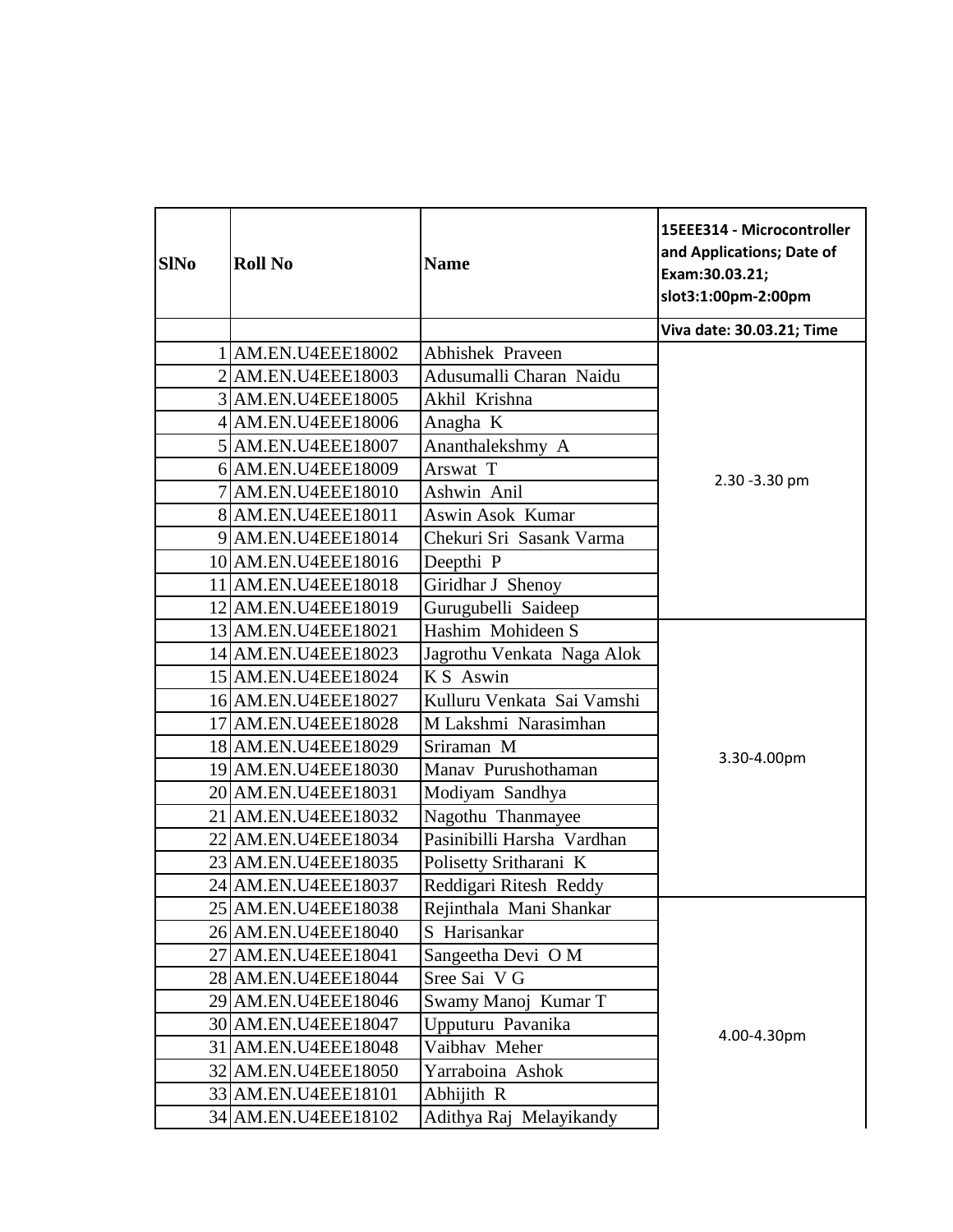| SlNo | Roll No | Name | 15EEE314 - Microcontroller and Applications; Date of Exam:30.03.21; slot3:1:00pm-2:00pm |
|---|---|---|---|
| | | | Viva date: 30.03.21; Time |
| 1 | AM.EN.U4EEE18002 | Abhishek Praveen | 2.30 -3.30 pm |
| 2 | AM.EN.U4EEE18003 | Adusumalli Charan Naidu | |
| 3 | AM.EN.U4EEE18005 | Akhil Krishna | |
| 4 | AM.EN.U4EEE18006 | Anagha K | |
| 5 | AM.EN.U4EEE18007 | Ananthalekshmy A | |
| 6 | AM.EN.U4EEE18009 | Arswat T | |
| 7 | AM.EN.U4EEE18010 | Ashwin Anil | |
| 8 | AM.EN.U4EEE18011 | Aswin Asok Kumar | |
| 9 | AM.EN.U4EEE18014 | Chekuri Sri Sasank Varma | |
| 10 | AM.EN.U4EEE18016 | Deepthi P | |
| 11 | AM.EN.U4EEE18018 | Giridhar J Shenoy | |
| 12 | AM.EN.U4EEE18019 | Gurugubelli Saideep | |
| 13 | AM.EN.U4EEE18021 | Hashim Mohideen S | 3.30-4.00pm |
| 14 | AM.EN.U4EEE18023 | Jagrothu Venkata Naga Alok | |
| 15 | AM.EN.U4EEE18024 | K S Aswin | |
| 16 | AM.EN.U4EEE18027 | Kulluru Venkata Sai Vamshi | |
| 17 | AM.EN.U4EEE18028 | M Lakshmi Narasimhan | |
| 18 | AM.EN.U4EEE18029 | Sriraman M | |
| 19 | AM.EN.U4EEE18030 | Manav Purushothaman | |
| 20 | AM.EN.U4EEE18031 | Modiyam Sandhya | |
| 21 | AM.EN.U4EEE18032 | Nagothu Thanmayee | |
| 22 | AM.EN.U4EEE18034 | Pasinibilli Harsha Vardhan | |
| 23 | AM.EN.U4EEE18035 | Polisetty Sritharani K | |
| 24 | AM.EN.U4EEE18037 | Reddigari Ritesh Reddy | |
| 25 | AM.EN.U4EEE18038 | Rejinthala Mani Shankar | 4.00-4.30pm |
| 26 | AM.EN.U4EEE18040 | S Harisankar | |
| 27 | AM.EN.U4EEE18041 | Sangeetha Devi O M | |
| 28 | AM.EN.U4EEE18044 | Sree Sai V G | |
| 29 | AM.EN.U4EEE18046 | Swamy Manoj Kumar T | |
| 30 | AM.EN.U4EEE18047 | Upputuru Pavanika | |
| 31 | AM.EN.U4EEE18048 | Vaibhav Meher | |
| 32 | AM.EN.U4EEE18050 | Yarraboina Ashok | |
| 33 | AM.EN.U4EEE18101 | Abhijith R | |
| 34 | AM.EN.U4EEE18102 | Adithya Raj Melayikandy | |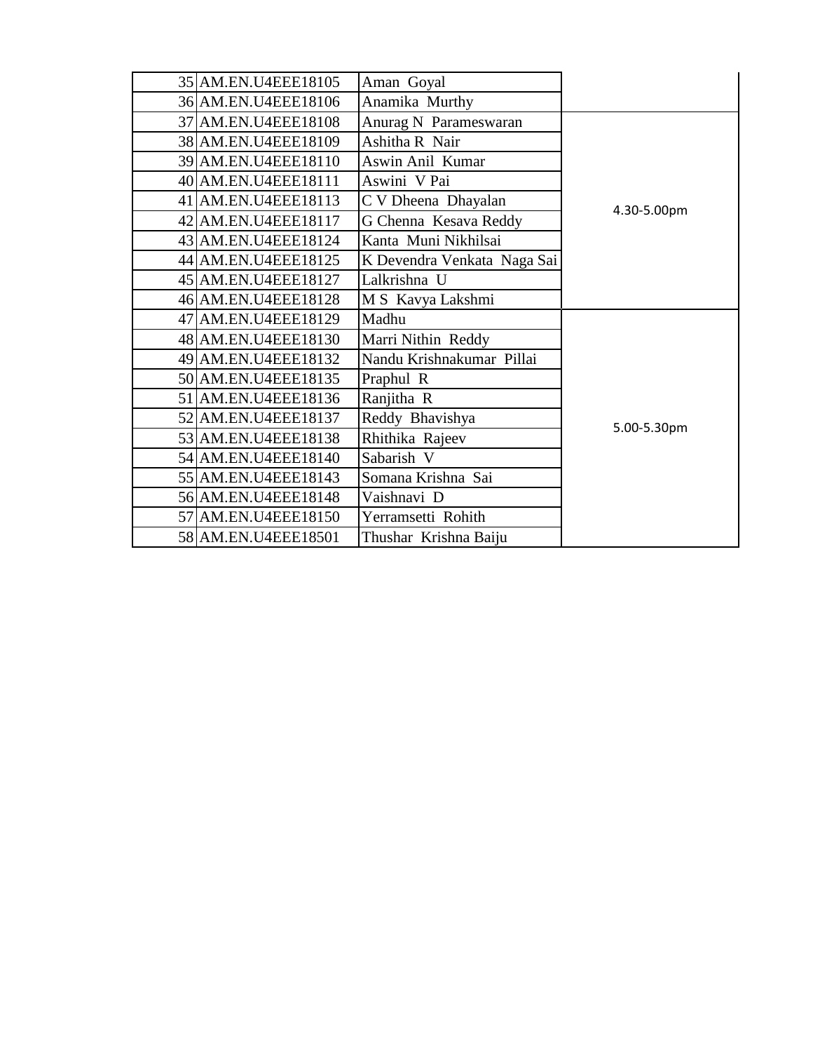| | | | |
|---|---|---|---|
| 35 | AM.EN.U4EEE18105 | Aman Goyal | |
| 36 | AM.EN.U4EEE18106 | Anamika Murthy | |
| 37 | AM.EN.U4EEE18108 | Anurag N Parameswaran | 4.30-5.00pm |
| 38 | AM.EN.U4EEE18109 | Ashitha R Nair | |
| 39 | AM.EN.U4EEE18110 | Aswin Anil Kumar | |
| 40 | AM.EN.U4EEE18111 | Aswini V Pai | |
| 41 | AM.EN.U4EEE18113 | C V Dheena Dhayalan | |
| 42 | AM.EN.U4EEE18117 | G Chenna Kesava Reddy | |
| 43 | AM.EN.U4EEE18124 | Kanta Muni Nikhilsai | |
| 44 | AM.EN.U4EEE18125 | K Devendra Venkata Naga Sai | |
| 45 | AM.EN.U4EEE18127 | Lalkrishna U | |
| 46 | AM.EN.U4EEE18128 | M S Kavya Lakshmi | |
| 47 | AM.EN.U4EEE18129 | Madhu | 5.00-5.30pm |
| 48 | AM.EN.U4EEE18130 | Marri Nithin Reddy | |
| 49 | AM.EN.U4EEE18132 | Nandu Krishnakumar Pillai | |
| 50 | AM.EN.U4EEE18135 | Praphul R | |
| 51 | AM.EN.U4EEE18136 | Ranjitha R | |
| 52 | AM.EN.U4EEE18137 | Reddy Bhavishya | |
| 53 | AM.EN.U4EEE18138 | Rhithika Rajeev | |
| 54 | AM.EN.U4EEE18140 | Sabarish V | |
| 55 | AM.EN.U4EEE18143 | Somana Krishna Sai | |
| 56 | AM.EN.U4EEE18148 | Vaishnavi D | |
| 57 | AM.EN.U4EEE18150 | Yerramsetti Rohith | |
| 58 | AM.EN.U4EEE18501 | Thushar Krishna Baiju | |